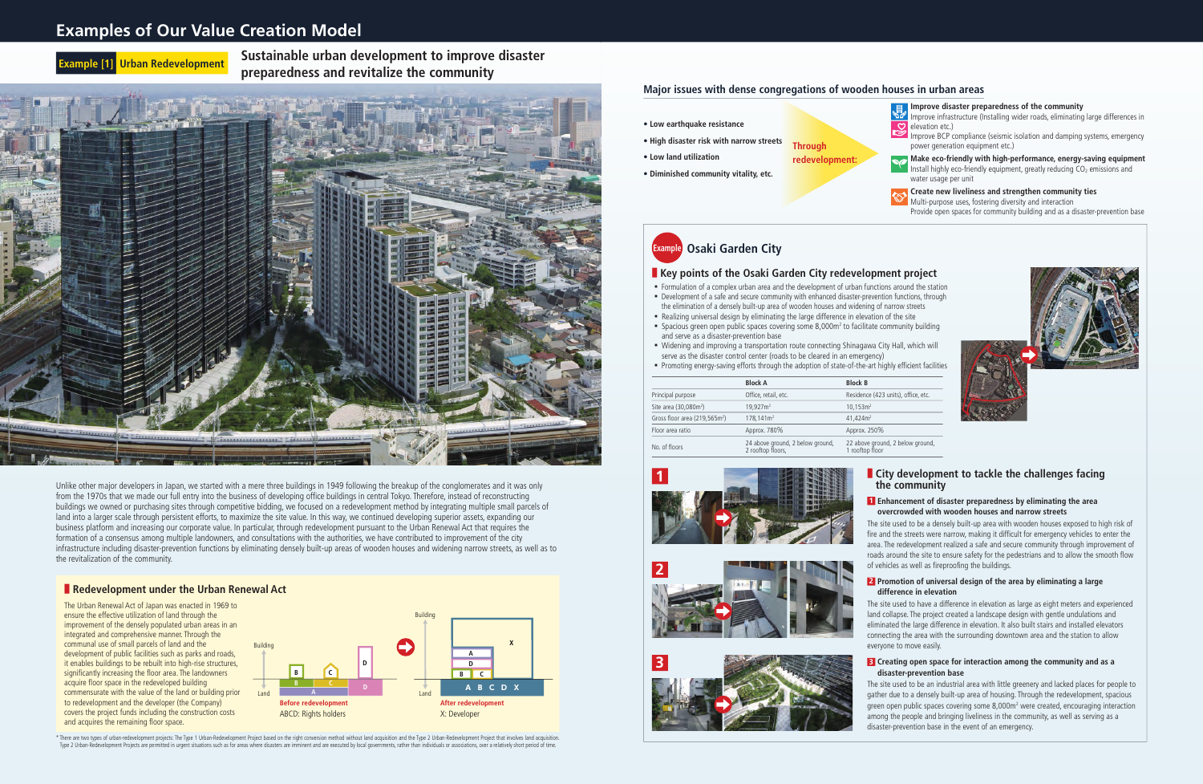# Examples of Our Value Creation Model

## Example [1] Urban Redevelopment

## Sustainable urban development to improve disaster preparedness and revitalize the community

Unlike other major developers in Japan, we started with a mere three buildings in 1949 following the breakup of the conglomerates and it was only from the 1970s that we made our full entry into the business of developing office buildings in central Tokyo. Therefore, instead of reconstructing buildings we owned or purchasing sites through competitive bidding, we focused on a redevelopment method by integrating multiple small parcels of land into a larger scale through persistent efforts, to maximize the site value. In this way, we continued developing superior assets, expanding our business platform and increasing our corporate value. In particular, through redevelopment pursuant to the Urban Renewal Act that requires the formation of a consensus among multiple landowners, and consultations with the authorities, we have contributed to improvement of the city infrastructure including disaster-prevention functions by eliminating densely built-up areas of wooden houses and widening narrow streets, as well as to the revitalization of the community.

### Redevelopment under the Urban Renewal Act

The Urban Renewal Act of Japan was enacted in 1969 to ensure the effective utilization of land through the improvement of the densely populated urban areas in an integrated and comprehensive manner. Through the communal use of small parcels of land and the development of public facilities such as parks and roads, it enables buildings to be rebuilt into high-rise structures, significantly increasing the floor area. The landowners acquire floor space in the redeveloped building commensurate with the value of the land or building prior to redevelopment and the developer (the Company) covers the project funds including the construction costs and acquires the remaining floor space.

Before redevelopment — ABCD: Rights holders

After redevelopment — X: Developer

\* There are two types of urban-redevelopment projects: The Type 1 Urban-Redevelopment Project based on the right conversion method without land acquisition and the Type 2 Urban-Redevelopment Project that involves land acquisition. Type 2 Urban-Redevelopment Projects are permitted in urgent situations such as for areas where disasters are imminent and are executed by local governments, rather than individuals or associations, over a relatively short period of time.

### Major issues with dense congregations of wooden houses in urban areas

- Low earthquake resistance
- High disaster risk with narrow streets
- Low land utilization
- Diminished community vitality, etc.

**Through redevelopment:**

**Improve disaster preparedness of the community**
Improve infrastructure (Installing wider roads, eliminating large differences in elevation etc.)
Improve BCP compliance (seismic isolation and damping systems, emergency power generation equipment etc.)

**Make eco-friendly with high-performance, energy-saving equipment**
Install highly eco-friendly equipment, greatly reducing $CO_2$ emissions and water usage per unit

**Create new liveliness and strengthen community ties**
Multi-purpose uses, fostering diversity and interaction
Provide open spaces for community building and as a disaster-prevention base

## Example: Osaki Garden City

### Key points of the Osaki Garden City redevelopment project

- Formulation of a complex urban area and the development of urban functions around the station
- Development of a safe and secure community with enhanced disaster-prevention functions, through the elimination of a densely built-up area of wooden houses and widening of narrow streets
- Realizing universal design by eliminating the large difference in elevation of the site
- Spacious green open public spaces covering some 8,000m² to facilitate community building and serve as a disaster-prevention base
- Widening and improving a transportation route connecting Shinagawa City Hall, which will serve as the disaster control center (roads to be cleared in an emergency)
- Promoting energy-saving efforts through the adoption of state-of-the-art highly efficient facilities

| | Block A | Block B |
|---|---|---|
| Principal purpose | Office, retail, etc. | Residence (423 units), office, etc. |
| Site area (30,080m²) | 19,927m² | 10,153m² |
| Gross floor area (219,565m²) | 178,141m² | 41,424m² |
| Floor area ratio | Approx. 780% | Approx. 250% |
| No. of floors | 24 above ground, 2 below ground, 2 rooftop floors, | 22 above ground, 2 below ground, 1 rooftop floor |

### City development to tackle the challenges facing the community

**1 Enhancement of disaster preparedness by eliminating the area overcrowded with wooden houses and narrow streets**

The site used to be a densely built-up area with wooden houses exposed to high risk of fire and the streets were narrow, making it difficult for emergency vehicles to enter the area. The redevelopment realized a safe and secure community through improvement of roads around the site to ensure safety for the pedestrians and to allow the smooth flow of vehicles as well as fireproofing the buildings.

**2 Promotion of universal design of the area by eliminating a large difference in elevation**

The site used to have a difference in elevation as large as eight meters and experienced land collapse. The project created a landscape design with gentle undulations and eliminated the large difference in elevation. It also built stairs and installed elevators connecting the area with the surrounding downtown area and the station to allow everyone to move easily.

**3 Creating open space for interaction among the community and as a disaster-prevention base**

The site used to be an industrial area with little greenery and lacked places for people to gather due to a densely built-up area of housing. Through the redevelopment, spacious green open public spaces covering some 8,000m² were created, encouraging interaction among the people and bringing liveliness in the community, as well as serving as a disaster-prevention base in the event of an emergency.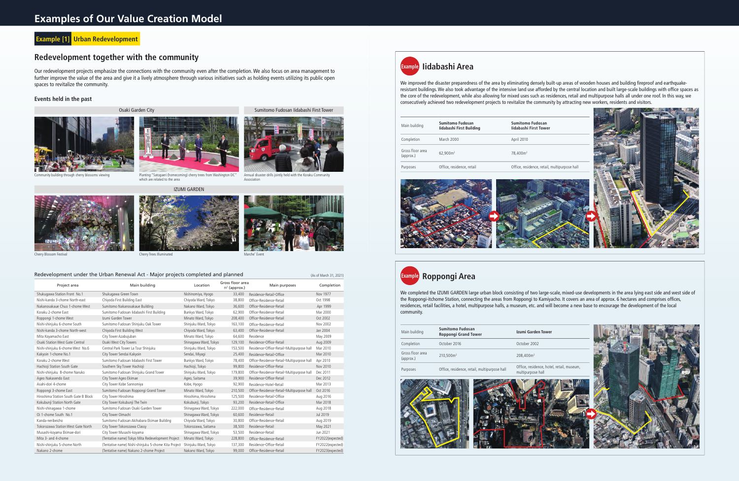# Examples of Our Value Creation Model

## Example [1] Urban Redevelopment

## Redevelopment together with the community

Our redevelopment projects emphasize the connections with the community even after the completion. We also focus on area management to further improve the value of the area and give it a lively atmosphere through various initiatives such as holding events utilizing its public open spaces to revitalize the community.

### Events held in the past

Osaki Garden City

Community building through cherry blossoms viewing

Planting "Satogaeri (homecoming) cherry trees from Washington DC" which are related to the area

Sumitomo Fudosan Iidabashi First Tower

Annual disaster drills jointly held with the Koraku Community Association

IZUMI GARDEN

Cherry Blossom Festival

Cherry Trees Illuminated

Marche' Event

### Redevelopment under the Urban Renewal Act - Major projects completed and planned

(As of March 31, 2021)

| Project area | Main building | Location | Gross floor area m² (approx.) | Main purposes | Completion |
|---|---|---|---|---|---|
| Shukugawa Station Front No.1 | Shukugawa Green Town | Nishinomiya, Hyogo | 33,400 | Residence･Retail･Office | Nov 1977 |
| Nishi-kanda 3-chome North-east | Chiyoda First Building East | Chiyoda Ward, Tokyo | 38,800 | Office･Residence･Retail | Oct 1998 |
| Nakanosakaue Chuo 1-chome West | Sumitomo Nakanosakaue Building | Nakano Ward, Tokyo | 36,600 | Office･Residence･Retail | Apr 1999 |
| Koraku 2-chome East | Sumitomo Fudosan Iidabashi First Building | Bunkyo Ward, Tokyo | 62,900 | Office･Residence･Retail | Mar 2000 |
| Roppongi 1-chome West | Izumi Garden Tower | Minato Ward, Tokyo | 208,400 | Office･Residence･Retail | Oct 2002 |
| Nishi-shinjuku 6-chome South | Sumitomo Fudosan Shinjuku Oak Tower | Shinjuku Ward, Tokyo | 163,100 | Office･Residence･Retail | Nov 2002 |
| Nishi-kanda 3-chome North-west | Chiyoda First Building West | Chiyoda Ward, Tokyo | 63,400 | Office･Residence･Retail | Jan 2004 |
| Mita Koyamacho East | City Tower Azabujuban | Minato Ward, Tokyo | 64,600 | Residence | May 2009 |
| Osaki Station West Gate Central | Osaki West City Towers | Shinagawa Ward, Tokyo | 129,100 | Residence･Office･Retail | Aug 2009 |
| Nishi-shinjuku 6-chome West No.6 | Central Park Tower La Tour Shinjuku | Shinjuku Ward, Tokyo | 153,500 | Residence･Office･Retail･Multipurpose hall | Mar 2010 |
| Kakyoin 1-chome No.1 | City Tower Sendai Kakyoin | Sendai, Miyagi | 25,400 | Residence･Retail･Office | Mar 2010 |
| Koraku 2-chome West | Sumitomo Fudosan Iidabashi First Tower | Bunkyo Ward, Tokyo | 78,400 | Office･Residence･Retail･Multipurpose hall | Apr 2010 |
| Hachioji Station South Gate | Southern Sky Tower Hachioji | Hachioji, Tokyo | 99,800 | Residence･Office･Retai | Nov 2010 |
| Nishi-shinjuku 8-chome Naruko | Sumitomo Fudosan Shinjuku Grand Tower | Shinjuku Ward, Tokyo | 179,800 | Office･Residence･Retail･Multipurpose hall | Dec 2011 |
| Ageo Nakasendo East | City Tower Ageo Ekimae | Ageo, Saitama | 39,900 | Residence･Office･Retail | Dec 2012 |
| Asahi-dori 4-chome | City Tower Kobe Sannomiya | Kobe, Hyogo | 92,900 | Residence･Hotel･Retail | Mar 2013 |
| Roppongi 3-chome East | Sumitomo Fudosan Roppongi Grand Tower | Minato Ward, Tokyo | 210,500 | Office･Residence･Retail･Multipurpose hall | Oct 2016 |
| Hiroshima Station South Gate B Block | City Tower Hiroshima | Hiroshima, Hiroshima | 125,500 | Residence･Retail･Office | Aug 2016 |
| Kokubunji Station North Gate | City Tower Kokubunji The Twin | Kokubunji, Tokyo | 93,200 | Residence･Retail･Office | Mar 2018 |
| Nishi-shinagawa 1-chome | Sumitomo Fudosan Osaki Garden Tower | Shinagawa Ward, Tokyo | 222,000 | Office･Residence･Retail | Aug 2018 |
| Oi 1-chome South No.1 | City Tower Oimachi | Shinagawa Ward, Tokyo | 60,600 | Residence･Retail | Jul 2019 |
| Kanda-neribeicho | Sumitomo Fudosan Akihabara Ekimae Building | Chiyoda Ward, Tokyo | 30,800 | Office･Residence･Retail | Aug 2019 |
| Tokorozawa Station West Gate North | City Tower Tokorozawa Classy | Tokorozawa, Saitama | 38,500 | Residence･Retail | May 2021 |
| Musashi-koyama Ekimae-dori | City Tower Musashi-koyama | Shinagawa Ward, Tokyo | 53,500 | Residence･Retail | Jun 2021 |
| Mita 3- and 4-chome | (Tentative name) Tokyo Mita Redevelopment Project | Minato Ward, Tokyo | 228,800 | Office･Residence･Retail | FY2022(expected) |
| Nishi-shinjuku 5-chome North | (Tentative name) Nishi-shinjuku 5-chome Kita Project | Shinjuku Ward, Tokyo | 137,300 | Residence･Office･Retail | FY2022(expected) |
| Nakano 2-chome | (Tentative name) Nakano 2-chome Project | Nakano Ward, Tokyo | 99,000 | Office･Residence･Retail | FY2023(expected) |

## Example Iidabashi Area

We improved the disaster preparedness of the area by eliminating densely built-up areas of wooden houses and building fireproof and earthquake-resistant buildings. We also took advantage of the intensive land use afforded by the central location and built large-scale buildings with office spaces as the core of the redevelopment, while also allowing for mixed uses such as residences, retail and multipurpose halls all under one roof. In this way, we consecutively achieved two redevelopment projects to revitalize the community by attracting new workers, residents and visitors.

| Main building | Sumitomo Fudosan Iidabashi First Building | Sumitomo Fudosan Iidabashi First Tower |
|---|---|---|
| Completion | March 2000 | April 2010 |
| Gross floor area (approx.) | 62,900m² | 78,400m² |
| Purposes | Office, residence, retail | Office, residence, retail, multipurpose hall |

## Example Roppongi Area

We completed the IZUMI GARDEN large urban block consisting of two large-scale, mixed-use developments in the area lying east side and west side of the Roppongi-itchome Station, connecting the areas from Roppongi to Kamiyacho. It covers an area of approx. 6 hectares and comprises offices, residences, retail facilities, a hotel, multipurpose halls, a museum, etc. and will become a new base to encourage the development of the local community.

| Main building | Sumitomo Fudosan Roppongi Grand Tower | Izumi Garden Tower |
|---|---|---|
| Completion | October 2016 | October 2002 |
| Gross floor area (approx.) | 210,500m² | 208,400m² |
| Purposes | Office, residence, retail, multipurpose hall | Office, residence, hotel, retail, museum, multipurpose hall |